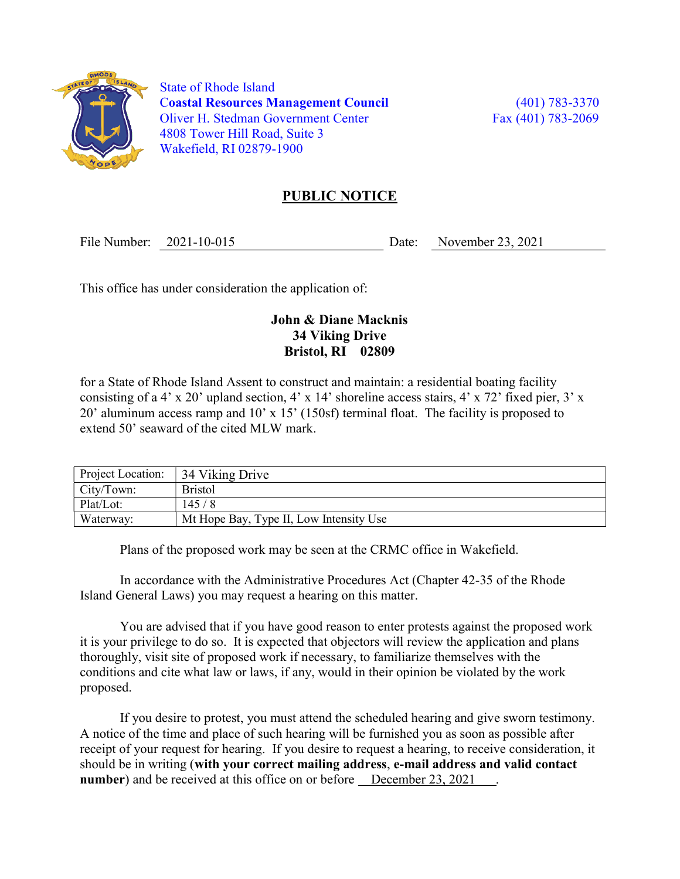State of Rhode Island
**Coastal Resources Management Council**
Oliver H. Stedman Government Center
4808 Tower Hill Road, Suite 3
Wakefield, RI 02879-1900

(401) 783-3370
Fax (401) 783-2069

## PUBLIC NOTICE

File Number: 2021-10-015 Date: November 23, 2021

This office has under consideration the application of:

**John & Diane Macknis**
**34 Viking Drive**
**Bristol, RI 02809**

for a State of Rhode Island Assent to construct and maintain: a residential boating facility consisting of a 4' x 20' upland section, 4' x 14' shoreline access stairs, 4' x 72' fixed pier, 3' x 20' aluminum access ramp and 10' x 15' (150sf) terminal float. The facility is proposed to extend 50' seaward of the cited MLW mark.

| | |
|---|---|
| Project Location: | 34 Viking Drive |
| City/Town: | Bristol |
| Plat/Lot: | 145 / 8 |
| Waterway: | Mt Hope Bay, Type II, Low Intensity Use |

Plans of the proposed work may be seen at the CRMC office in Wakefield.

In accordance with the Administrative Procedures Act (Chapter 42-35 of the Rhode Island General Laws) you may request a hearing on this matter.

You are advised that if you have good reason to enter protests against the proposed work it is your privilege to do so. It is expected that objectors will review the application and plans thoroughly, visit site of proposed work if necessary, to familiarize themselves with the conditions and cite what law or laws, if any, would in their opinion be violated by the work proposed.

If you desire to protest, you must attend the scheduled hearing and give sworn testimony. A notice of the time and place of such hearing will be furnished you as soon as possible after receipt of your request for hearing. If you desire to request a hearing, to receive consideration, it should be in writing (**with your correct mailing address**, **e-mail address and valid contact number**) and be received at this office on or before December 23, 2021 .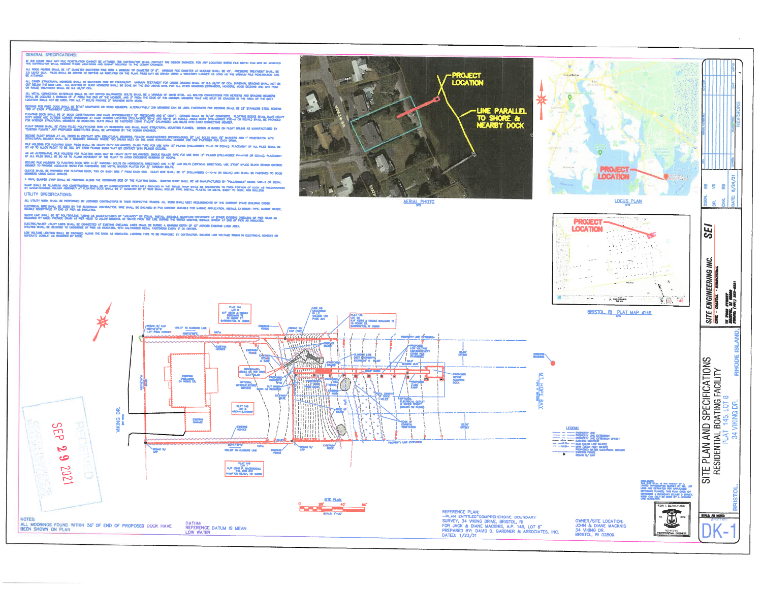## GENERAL SPECIFICATIONS:

IN THE EVENT THAT ANY PILE PENETRATION CANNOT BE ATTAINED THE CONTRACTOR SHALL CONTACT THE DESIGN ENGINEER. FOR ANY LOCATION WHERE PILE DEPTH CAN NOT BE ACHIEVED THE CONTRACTOR SHALL RECORD THOSE LOCATIONS AND SUBMIT RECORDS TO THE DESIGN ENGINEER.

ALL WOOD PILINGS SHALL BE 12" DIAMETER SOUTHERN PINE WITH A MINIMUM TIP DIAMETER OF 8". MINIMUM PILE DIAMETER AT MUDLINE SHALL BE 10". PRESSURE TREATMENT SHALL BE 2.5 LB/CF CCA. PILES SHALL BE DRIVEN TO DEPTHS AS INDICATED ON THE PLAN. PILES MAY BE DRIVEN USING A VIBRATORY HAMMER AS LONG AS THE MINIMUM PILE PENETRATION CAN BE ATTAINED.

ALL OTHER STRUCTURAL MEMBERS SHALL BE SOUTHERN PINE OR EQUIVALENT. MINIMUM TREATMENT FOR CROSS BRACING SHALL BE 2.5 LB/CF OF CCA. DIAGONAL BRACING SHALL NOT BE CUT BELOW THE MHW LINE. ALL CUTTING OF SUCH MEMBERS SHALL BE DONE ON THE END ABOVE MHW. FOR ALL OTHER MEMBERS (STRINGERS, HEADERS, WOOD DECKING AND ANY POST OR RAILS) TREATMENT SHALL BE 0.6 LB/CF CCA.

ALL METAL CONNECTION MATERIALS SHALL BE HOT DIPPED GALVANIZED. BOLTS SHALL BE A MINIMUM OF 3/4" STEEL. ALL BOLTED CONNECTIONS FOR HEADERS AND BRACING MEMBERS SHALL BE LOCATED A MINIMUM OF 4" FROM THE END OF THE MEMBER, AND 3" FROM THE EDGE OF THE MEMBER. MEMBERS THAT ARE SPLIT OR CRACKED IN THE AREA OF THE BOLT LOCATION SHALL NOT BE USED. FOR ALL 1" BOLTS PROVIDE 2" WASHERS BOTH SIDES.

DECKING FOR FIXED DOCK SHALL BE 5/4"x6" COMPOSITE OR WOOD MEMBERS. ALTERNATIVELY 2x6 MEMBERS CAN BE USED. FASTENERS FOR DECKING SHALL BE 3/4" STAINLESS STEEL SCREWS TWO AT EACH ATTACHMENT LOCATIONS.

FLOATING DOCK SHALL BE OF WOOD CONSTRUCTION AND HAVE APPROXIMATELY 18" FREEBOARD AND 8" DRAFT. DECKING SHALL BE 5/4"x6" COMPOSITE. FLOATING DOCKS SHALL HAVE HEAVY DUTY INSIDE AND OUTSIDE CORNER HARDWARE AT EACH CORNER LOCATION (POLLAMBEE MD-4 AND MD-6 OR EQUAL). ANGLE CLIPS (POLLAMBEE FMD-A OR EQUAL) SHALL BE PROVIDED FOR INTERIOR STRUCTURAL MEMBERS AS INDICATED. CLIPS SHALL BE FASTENED USING 3"x3/8" GALVANIZED LAG BOLTS INTO EACH CONNECTING MEMBER.

FLOAT DRUMS SHALL BE FOAM FILLED POLYETHYLENE WITH UV INHIBITORS AND SHALL HAVE STRUCTURAL MOUNTING FLANGES. DESIGN IS BASED ON FLOAT DRUMS AS MANUFACTURED BY "CUSTOM FLOATS." ANY PROPOSED SUBSTITUTES SHALL BE APPROVED BY THE DESIGN ENGINEER.

SECURE FLOAT DRUMS AT ALL EDGES IN CONTACT WITH STRUCTURAL MEMBERS. FOLLOW MANUFACTURES SPECIFICATIONS. 3/8" LAG BOLTS WITH 1/2" WASHERS AND 1" PENETRATION INTO STRUCTURAL MEMBER SHALL BE A REQUIRED MINIMUM. WHERE TWO DRUMS MEET ON THE SAME STRUCTURAL MEMBER USE ONE FASTENER FOR EACH DRUM.

PILE HOLDERS FOR FLOATING DOCK PILES SHALL BE HEAVY DUTY GALVANIZED, CHAIN TYPE FOR USE WITH 12" PILINGS (POLLAMBEE PH-C OR EQUAL). PLACEMENT OF ALL PILES SHALL BE SO AS TO ALLOW FLOAT TO BE TIED OFF FROM PILINGS SUCH THAT NO CONTACT WITH PILINGS OCCURS.

AS AN ALTERNATIVE, PILE HOLDERS FOR FLOATING DOCK MAY BE HEAVY DUTY GALVANIZED, SINGLE ROLLER TYPE FOR USE WITH 12" PILINGS (POLLAMBEE PH-HR OR EQUAL). PLACEMENT OF ALL PILES SHALL BE SO AS TO ALLOW MOVEMENT OF THE FLOAT TO AVOID EXCESSIVE RUBBING OF HOOPS.

SECURE PILE HOLDERS TO FLOATING DOCK WITH 4-3/4" THROUGH BOLTS (IN HORIZONTAL DIRECTION) AND 4-3/8" LAG BOLTS (VERTICAL DIRECTION). USE 3"X10" SPLICE BLOCK BEHIND OUTSIDE MEMBER TO PROVIDE ADEQUATE WIDTH FOR FASTENING. USE METAL BACKER PLATES FOR 3/4" THROUGH BOLTS.

CLEATS SHALL BE PROVIDED FOR FLOATING DOCK, TWO ON EACH SIDE 1' FROM EACH END. CLEAT SIZE SHALL BE 10" (POLLAMBEE C-10-W OR EQUAL) AND SHALL BE FASTENED TO WOOD MEMBERS USING CLEAT ANGLES.

A VINYL BUMPER STRIP SHALL BE PROVIDED ALONG THE OUTBOARD SIDE OF THE FLOATING DOCK. BUMPER STRIP SHALL BE AS MANUFACTURED BY "POLLAMBEE" MODEL VBR-2 OR EQUAL.

RAMP SHALL BE ALUMINUM AND CONSTRUCTION SHALL BE BY MANUFACTURER REGULARLY ENGAGED IN THE TRADE. RAMP SHALL BE CONNECTED TO FIXED PORTION OF DOCK AS RECOMMENDED BY MANUFACTURER. ROLLER ASSEMBLY AT FLOATING DOCK SHALL BE 2" DIAMETER BY 6" WIDE SMALL ROLLER TYPE. INSTALL PLASTIC OR METAL SHEET TO DECK, FOR ROLLERS.

## UTILITY SPECIFICATIONS:

ALL UTILITY WORK SHALL BE PERFORMED BY LICENSED CONTRACTORS IN THEIR RESPECTIVE TRADES. ALL WORK SHALL MEET REQUIREMENTS OF THE CURRENT STATE BUILDING CODES.

ELECTRICAL WIRE SHALL BE SIZED BY THE ELECTRICAL CONTRACTOR. WIRE SHALL BE ENCASED IN PVC CONDUIT SUITABLE FOR MARINE APPLICATION. INSTALL EXTERIOR-TYPE, MARINE GRADE, DOUBLE RECEPTACLE AT END OF PIER AS INDICATED.

WATER LINE SHALL BE 3/4" POLYETHYLENE TUBING AS MANUFACTURED BY "AQUAPEX" OR EQUAL. INSTALL SUITABLE BACKFLOW PREVENTER AT EITHER EXISTING DWELLING OR PIER HEAD AS REQUIRED BY CODE. PROVIDE DRAIN AT PIER HEAD TO ALLOW REMOVAL OF WATER FROM THE LINE DURING THE WINTER MONTHS. INSTALL SPIGOT AT END OF PIER AS INDICATED.

ELECTRIC/WATER UTILITY LINES SHALL BE CONNECTED AT EXISTING DWELLING. LINES SHALL BE BURIED A MINIMUM DEPTH OF 12" ACROSS EXISTING LAWN AREA. UTILITIES SHALL BE SECURED TO UNDERSIDE OF PIER AS INDICATED, WITH GALVANIZED METAL FASTENERS EVERY 5' ON CENTER.

LOW VOLTAGE LIGHTING SHALL BE PROVIDED ALONG THE DOCK AS INDICATED. LIGHTING TYPE TO BE PROPOSED BY CONTRACTOR. INCLUDE LOW VOLTAGE WIRING IN ELECTRICAL CONDUIT OR SEPERATE CONDUIT AS REQUIRED BY CODE.

PROJECT LOCATION

LINE PARALLEL TO SHORE & NEARBY DOCK

AERIAL PHOTO
NTS

PROJECT LOCATION

LOCUS PLAN
NTS

PROJECT LOCATION

BRISTOL, RI PLAT MAP #145
NTS

PLAT 145 LOT 9
N/F KEITH & NICOLE BENJAMIN TE
10 FOOTE ST.
BARRINGTON, RI 02806

PLAT 145 LOT 56
N/F KEITH & NICOLE BENJAMIN TE
10 FOOTE ST.
BARRINGTON, RI 02806

PLAT 145 LOT 8
AREA=15,103±SF

PLAT 145 LOT 7
N/F JOHN P. MACDOUGALL
P.O. BOX 615
HAMPTON BEACH, NH 03842

EXISTING DWELLING
34 VIKING DR.

EXISTING GARAGE

EXISTING HEDGES

EXISTING FENCE

VIKING DR.

MT. HOPE BAY

PROPOSED 10'X16' FLOATING DOCK

PROPOSED 3'X30' RAMP

PROPOSED LOW VOLTAGE LIGHTING EVERY OTHER PILE STAGGERED

OPTIONAL ELECTRICAL OUTLET & WATER SPIGOT (MOUNT ON PILING)

EDGE OF COASTAL VEGETATION

EXISTING MOORING

25.00' OFFSET

PROPERTY LINE EXTENSION

SITE PLAN
SCALE: 1"=20'

LEGEND:
- PROPERTY LINE
- PROPERTY LINE EXTENSION
- PROPERTY LINE EXTENSION OFFSET
- EXISTING CONTOUR
- MLW (MEAN LOW WATER)
- MHW (MEAN HIGH WATER)
- PROPOSED WATER ELECTRICAL SERVICE
- EXISTING FENCE
- REBAR W/ CAP

RECEIVED
SEP 29 2021
COASTAL RESOURCES MANAGEMENT COUNCIL

NOTES:
ALL MOORINGS FOUND WITHIN 50' OF END OF PROPOSED DOCK HAVE BEEN SHOWN ON PLAN

DATUM:
REFERENCE DATUM IS MEAN LOW WATER

REFERENCE PLAN:
-PLAN ENTITLED "COMPREHENSIVE BOUNDARY SURVEY, 34 VIKING DRIVE, BRISTOL, RI FOR JACK & DIANE MACKNIS, A.P. 145, LOT 8" PREPARED BY: DAVID D. GARDNER & ASSOCIATES, INC. DATED: 1/23/21

OWNER/SITE LOCATION:
JOHN & DIANE MACKNIS
34 VIKING DR.
BRISTOL, RI 02809

RON T. BLANCHARD
REGISTERED PROFESSIONAL ENGINEER

SITE ENGINEERING INC.
CIVIL · COASTAL · STRUCTURAL

SITE PLAN AND SPECIFICATIONS
RESIDENTIAL BOATING FACILITY
PLAT 145, LOT 8
34 VIKING DR.
BRISTOL, RHODE ISLAND

DSGN. RB | DR. VS | CHK. RB | DATE: 6/24/21

SCALE: AS NOTED

DK-1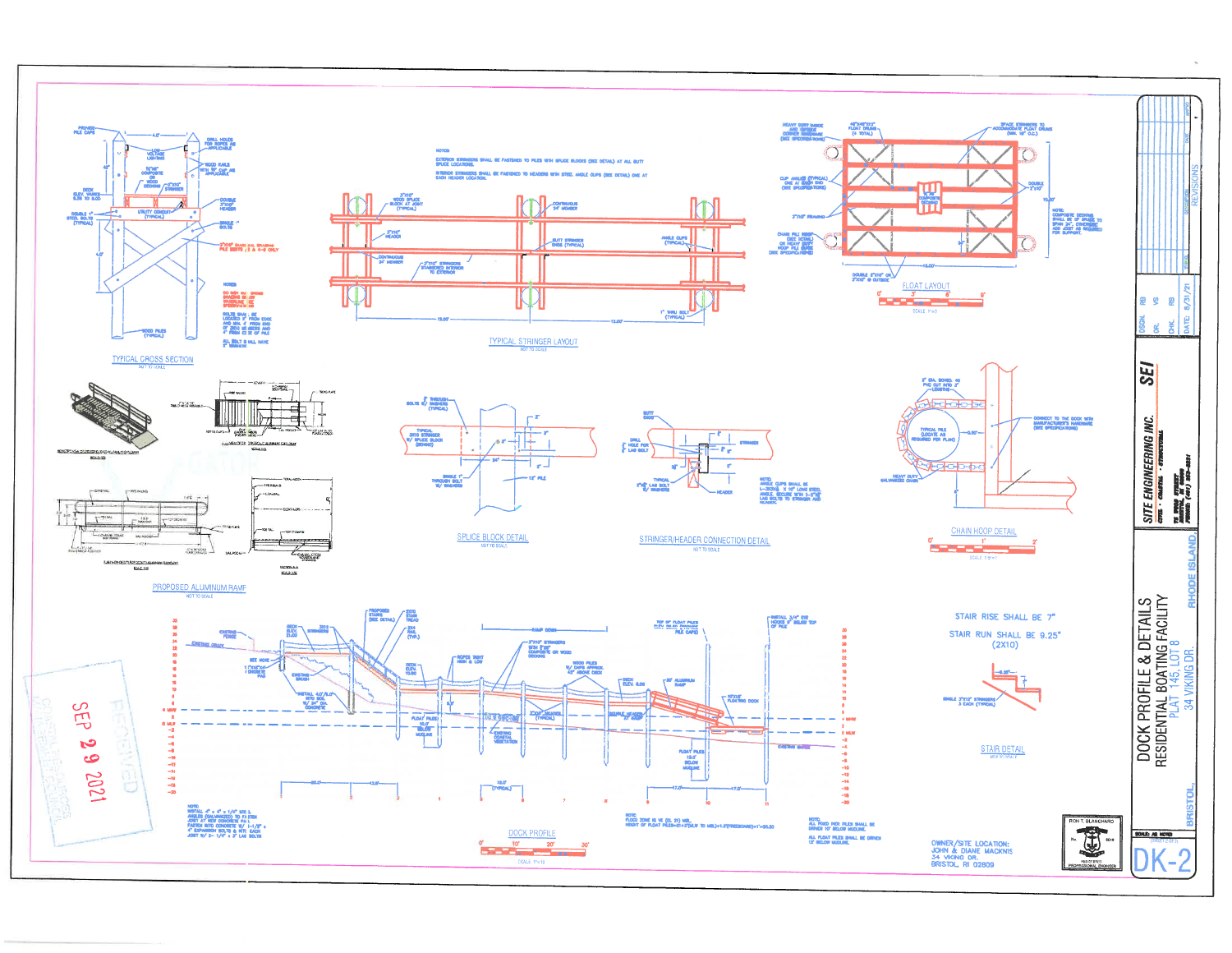## TYPICAL CROSS SECTION

NOT TO SCALE

PROVIDE PILE CAPS

4.0'

LOW-VOLTAGE LIGHTING

DRILL HOLES FOR ROPES AS APPLICABLE

WOOD RAILS WITH 16" CAP AS APPLICABLE

5/4"X6" COMPOSITE OR WOOD DECKING

2"X10" STRINGER

42"

DECK ELEV. VARIES 5.50 TO 9.00

DOUBLE 1" STEEL BOLTS (TYPICAL)

UTILITY CONDUIT (TYPICAL)

DOUBLE 3"X10" HEADER

SINGLE 1" BOLTS

3"X10" DIAGONAL BRACING PILE BENTS 1 & 4-5 ONLY

4.0'

WOOD PILES (TYPICAL)

NOTES:

DO NOT CUT BRACING BELOW WATERLINE

BOLTS SHALL BE LOCATED 3" FROM EDGE AND 4" FROM END OF DECK

ALL BOLTS SHALL HAVE 3" WASHERS

## TYPICAL STRINGER LAYOUT

NOT TO SCALE

NOTES:

EXTERIOR STRINGERS SHALL BE FASTENED TO PILES WITH SPLICE BLOCKS (SEE DETAIL) AT ALL BUTT SPLICE LOCATIONS.

INTERIOR STRINGERS SHALL BE FASTENED TO HEADERS WITH STEEL ANGLE CLIPS (SEE DETAIL) ONE AT EACH HEADER LOCATION.

3"X10" WOOD SPLICE BLOCK AT JOINT (TYPICAL)

CONTINUOUS 24" MEMBER

3"X10" HEADER

BUTT STRINGER ENDS (TYPICAL)

ANGLE CLIPS (TYPICAL)

CONTINUOUS 24" MEMBER

3"X10" STRINGERS STAGGERED INTERIOR TO EXTERIOR

1" THRU BOLT (TYPICAL)

13.00'

13.00'

## FLOAT LAYOUT

SCALE: 1"=3'

HEAVY DUTY INSIDE AND OUTSIDE CORNER HARDWARE (SEE SPECIFICATIONS)

48"X48"X13" FLOAT DRUMS (4 TOTAL)

SPACE STRINGERS TO ACCOMMODATE FLOAT DRUMS (MAX. 16" O.C.)

CLIP ANGLES (TYPICAL) ONE AT EACH END (SEE SPECIFICATIONS)

5/4"X6" COMPOSITE DECKING

2"X10" FRAMING

DOUBLE 2"X10"

10.00'

CHAIN PILE HOOP (SEE DETAIL) OR HEAVY DUTY HOOP PILE GUIDE (SEE SPECIFICATIONS)

NOTE: COMPOSITE DECKING SHALL BE OF GRADE TO SPAN 24", OTHERWISE ADD JOIST AS REQUIRED FOR SUPPORT.

15.00'

DOUBLE 2"X10" OR 2"X12" @ OUTSIDE

## PROPOSED ALUMINUM RAMP

NOT TO SCALE

## SPLICE BLOCK DETAIL

NOT TO SCALE

1" THROUGH BOLTS W/ WASHERS (TYPICAL)

TYPICAL 3X10 STRINGER W/ SPLICE BLOCK (BEHIND)

SINGLE 1" THROUGH BOLT W/ WASHERS

12" PILE

## STRINGER/HEADER CONNECTION DETAIL

NOT TO SCALE

BUTT ENDS

DRILL HOLE FOR LAG BOLT

STRINGER

TYPICAL 2-3/8" LAG BOLT W/ WASHERS

HEADER

NOTE: ANGLE CLIPS SHALL BE 1-3/8"X 10" LONG STEEL ANGLE. SECURE WITH 3-3/8" LAG BOLTS TO STRINGER AND HEADER.

## CHAIN HOOP DETAIL

SCALE: 1.5"=1'

2" DIA. SCHED. 40 PVC CUT INTO 3" LENGTHS

CONNECT TO THE DOCK WITH MANUFACTURER'S HARDWARE (SEE SPECIFICATIONS)

TYPICAL PILE (LOCATE AS REQUIRED PER PLAN)

HEAVY DUTY GALVANIZED CHAIN

## DOCK PROFILE

SCALE: 1"=10'

EXISTING FENCE

EXISTING GRADE

DECK ELEV. 21.00

2X12 STRINGERS

PROPOSED STAIRS (SEE DETAIL)

2X10 STAIR TREAD

2X4 RAIL (TYP.)

SET NEW 1'X4'X4' CONCRETE PAD

EXISTING BRUSH

INSTALL 4.0"X3.0" WOOD SOIL W/ 24" DIA. CONCRETE

DECK ELEV. 10.00

ROPES SIGHT HIGH & LOW

RAMP DOWN

3"X10" STRINGERS WITH 5/4"X6" COMPOSITE OR WOOD DECKING

WOOD PILES W/ CAPS APPROX. 42" ABOVE DECK

TOP OF FLOAT PILES

INSTALL 3/4" DIA. HOOKS 6" BELOW TOP OF PILE

DECK ELEV. 8.00

30' ALUMINUM RAMP

10'X15' FLOATING DOCK

FLOAT PILES 10.0' BELOW MUDLINE

3"X10" HEADER (TYPICAL)

DOUBLE HEADER AT RAMP

EXISTING COASTAL VEGETATION

FLOAT PILES 12.0' BELOW MUDLINE

EXISTING GRADE

MHW

MLW

20.0'

15.0'

10.0' (TYPICAL)

17.0'

17.0'

NOTE: INSTALL 4" x 4" x 1/4" GALVANIZED ANGLES (GALVANIZED) TO FIX STEM JOINT AT NEW CONCRETE PAD, FASTEN INTO CONCRETE W/ 1-1/2" x 4" EXPANSION BOLTS & WITH EACH JOINT W/ 3- 1/4" x 3" LAG BOLTS

NOTE: FLOOD ZONE IS VE (EL 21) MSL. HEIGHT OF FLOAT PILES=21+3'(MLW TO MSL)+1.5'(FREEBOARD)+1'=25.50

NOTE: ALL FIXED PIER PILES SHALL BE DRIVEN 10' BELOW MUDLINE. ALL FLOAT PILES SHALL BE DRIVEN 12' BELOW MUDLINE.

## STAIR DETAIL

NOT TO SCALE

STAIR RISE SHALL BE 7"

STAIR RUN SHALL BE 9.25" (2X10)

SINGLE 2"X12" STRINGERS 3 EACH (TYPICAL)

RECEIVED SEP 29 2021 COASTAL RESOURCES MANAGEMENT COUNCIL

OWNER/SITE LOCATION: JOHN & DIANE MACKNIS 34 VIKING DR. BRISTOL, RI 02809

RON T. BLANCHARD PROFESSIONAL ENGINEER

SITE ENGINEERING INC. CIVIL • COASTAL • STRUCTURAL

SEI

DSGN. RB | DR. VS | CHK. RB | DATE 8/31/21

REVISIONS

# DOCK PROFILE & DETAILS

RESIDENTIAL BOATING FACILITY

PLAT 145, LOT 8

34 VIKING DR.

BRISTOL, RHODE ISLAND

SCALE: AS NOTED

DK-2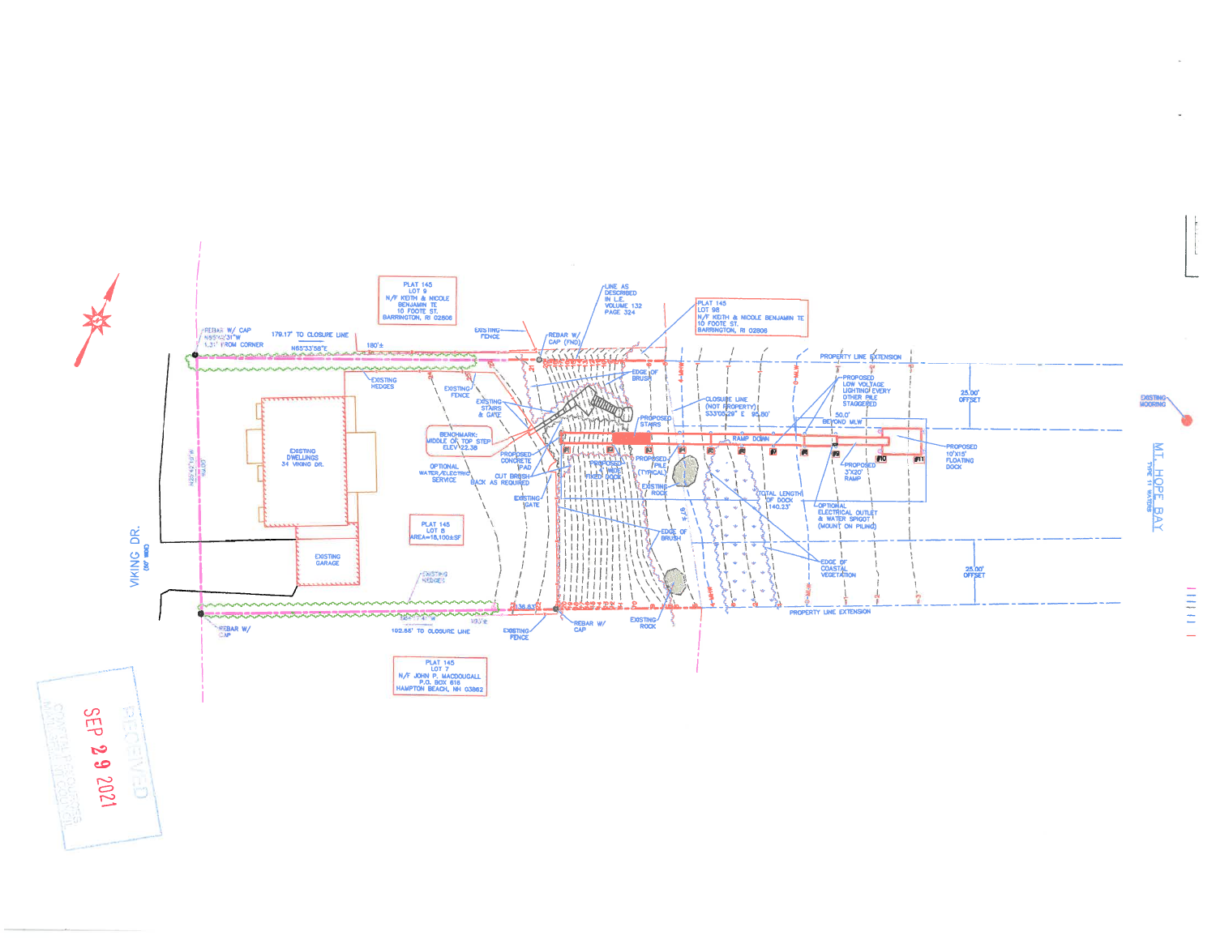PLAT 145
LOT 9
N/F KEITH & NICOLE
BENJAMIN TE
10 FOOTE ST.
BARRINGTON, RI 02806

LINE AS
DESCRIBED
IN L.E.
VOLUME 132
PAGE 324

PLAT 145
LOT 98
N/F KEITH & NICOLE BENJAMIN TE
10 FOOTE ST.
BARRINGTON, RI 02806

REBAR W/ CAP
N55°42'31"W
1.31' FROM CORNER

179.17' TO CLOSURE LINE

N65°33'58"E

180'±

EXISTING FENCE

REBAR W/ CAP (FND)

EXISTING HEDGES

EXISTING FENCE

EXISTING STAIRS & GATE

EDGE OF BRUSH

PROPOSED STAIRS

CLOSURE LINE
(NOT PROPERTY)
S33°05'29" E 95.80'

PROPERTY LINE EXTENSION

PROPOSED
LOW VOLTAGE
LIGHTING EVERY
OTHER PILE
STAGGERED

25.00' OFFSET

50.0'
BEYOND MLW

EXISTING MOORING

BENCHMARK:
MIDDLE OF TOP STEP
ELEV 22.38

RAMP DOWN

PROPOSED
10'X15'
FLOATING
DOCK

MT. HOPE BAY
TYPE II WATERS

EXISTING DWELLINGS
34 VIKING DR.

VIKING DR.
(50' WIDE)

N25°42'19"W

PROPOSED CONCRETE PAD

OPTIONAL WATER/ELECTRIC SERVICE

CUT BRUSH BACK AS REQUIRED

PROPOSED 4' WIDE FIXED DOCK

PROPOSED PILE (TYPICAL)

EXISTING ROCK

PROPOSED 3'X20' RAMP

EXISTING GATE

PLAT 145
LOT 8
AREA=18,100±SF

EDGE OF BRUSH

TOTAL LENGTH OF DOCK
140.23'

OPTIONAL
ELECTRICAL OUTLET
& WATER SPIGOT
(MOUNT ON PILING)

EXISTING GARAGE

EXISTING HEDGES

EDGE OF COASTAL VEGETATION

25.00' OFFSET

36.83'

REBAR W/ CAP

102.88' TO CLOSURE LINE

EXISTING FENCE

REBAR W/ CAP

EXISTING ROCK

PROPERTY LINE EXTENSION

PLAT 145
LOT 7
N/F JOHN P. MACDOUGALL
P.O. BOX 616
HAMPTON BEACH, NH 03862

RECEIVED
SEP 29 2021
COASTAL RESOURCES
MANAGEMENT COUNCIL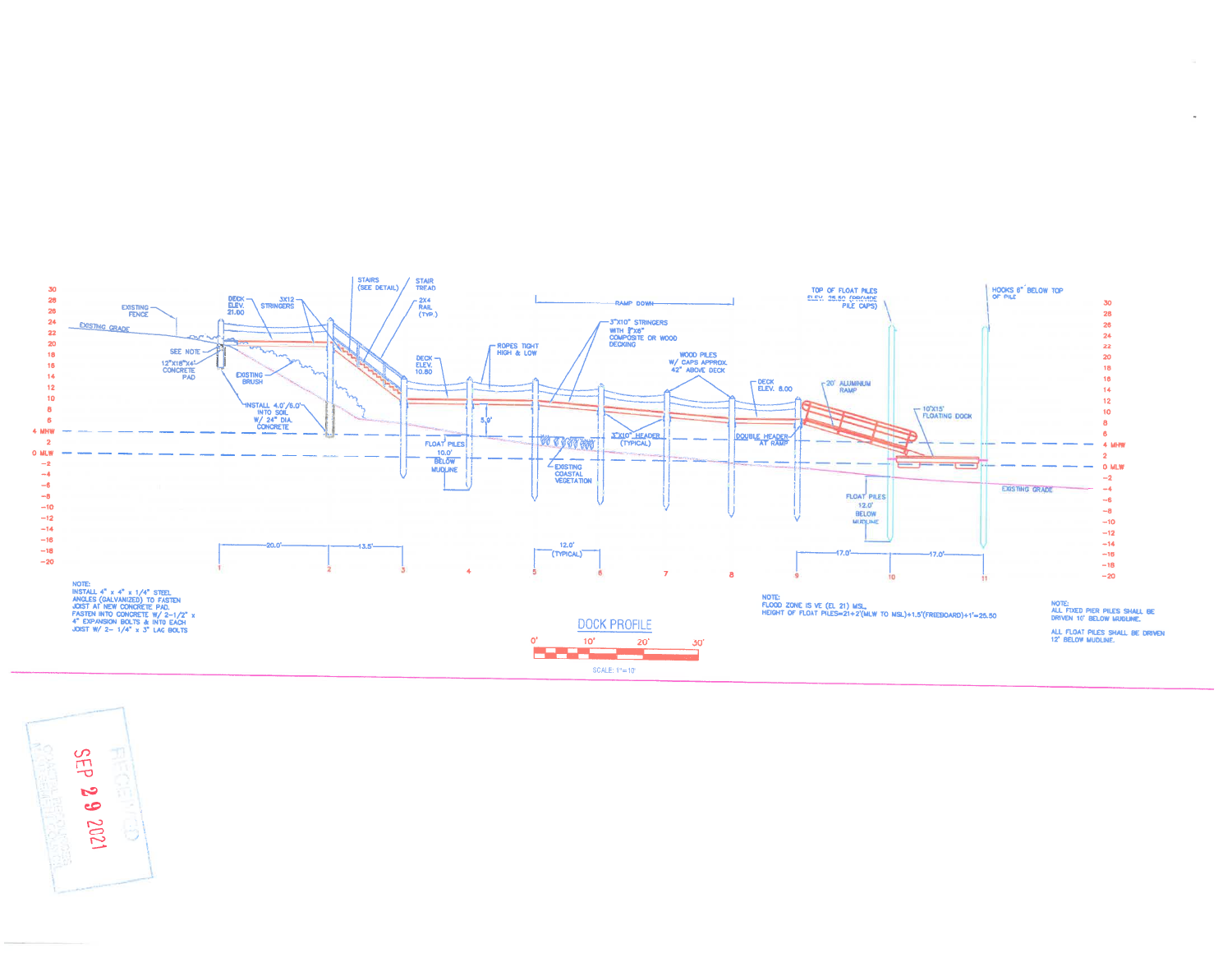DOCK PROFILE

SCALE: 1"=10'

0' 10' 20' 30'

EXISTING FENCE

EXISTING GRADE

DECK ELEV. 21.00

3X12 STRINGERS

STAIRS (SEE DETAIL)

STAIR TREAD

2X4 RAIL (TYP.)

SEE NOTE

12"X18"X4' CONCRETE PAD

EXISTING BRUSH

INSTALL 4.0'/6.0' INTO SOIL W/ 24" DIA. CONCRETE

DECK ELEV. 10.80

ROPES TIGHT HIGH & LOW

RAMP DOWN

3"X10" STRINGERS WITH 2"x6" COMPOSITE OR WOOD DECKING

WOOD PILES W/ CAPS APPROX. 42" ABOVE DECK

DECK ELEV. 8.00

20' ALUMINUM RAMP

TOP OF FLOAT PILES ELEV. 25.50 (PROVIDE PILE CAPS)

HOOKS 8" BELOW TOP OF PILE

10'X15' FLOATING DOCK

5.9'

FLOAT PILES 10.0' BELOW MUDLINE

3"X10" HEADER (TYPICAL)

DOUBLE HEADER AT RAMP

EXISTING COASTAL VEGETATION

FLOAT PILES 12.0' BELOW MUDLINE

EXISTING GRADE

4 MHW

0 MLW

20.0'

13.5'

12.0' (TYPICAL)

17.0'

17.0'

1 2 3 4 5 6 7 8 9 10 11

NOTE:
INSTALL 4" x 4" x 1/4" STEEL ANGLES (GALVANIZED) TO FASTEN JOIST AT NEW CONCRETE PAD. FASTEN INTO CONCRETE W/ 2-1/2" x 4" EXPANSION BOLTS & INTO EACH JOIST W/ 2- 1/4" x 3" LAG BOLTS

NOTE:
FLOOD ZONE IS VE (EL 21) MSL.
HEIGHT OF FLOAT PILES=21+2'(MLW TO MSL)+1.5'(FREEBOARD)+1'=25.50

NOTE:
ALL FIXED PIER PILES SHALL BE DRIVEN 10' BELOW MUDLINE.

ALL FLOAT PILES SHALL BE DRIVEN 12' BELOW MUDLINE.

RECEIVED
SEP 29 2021